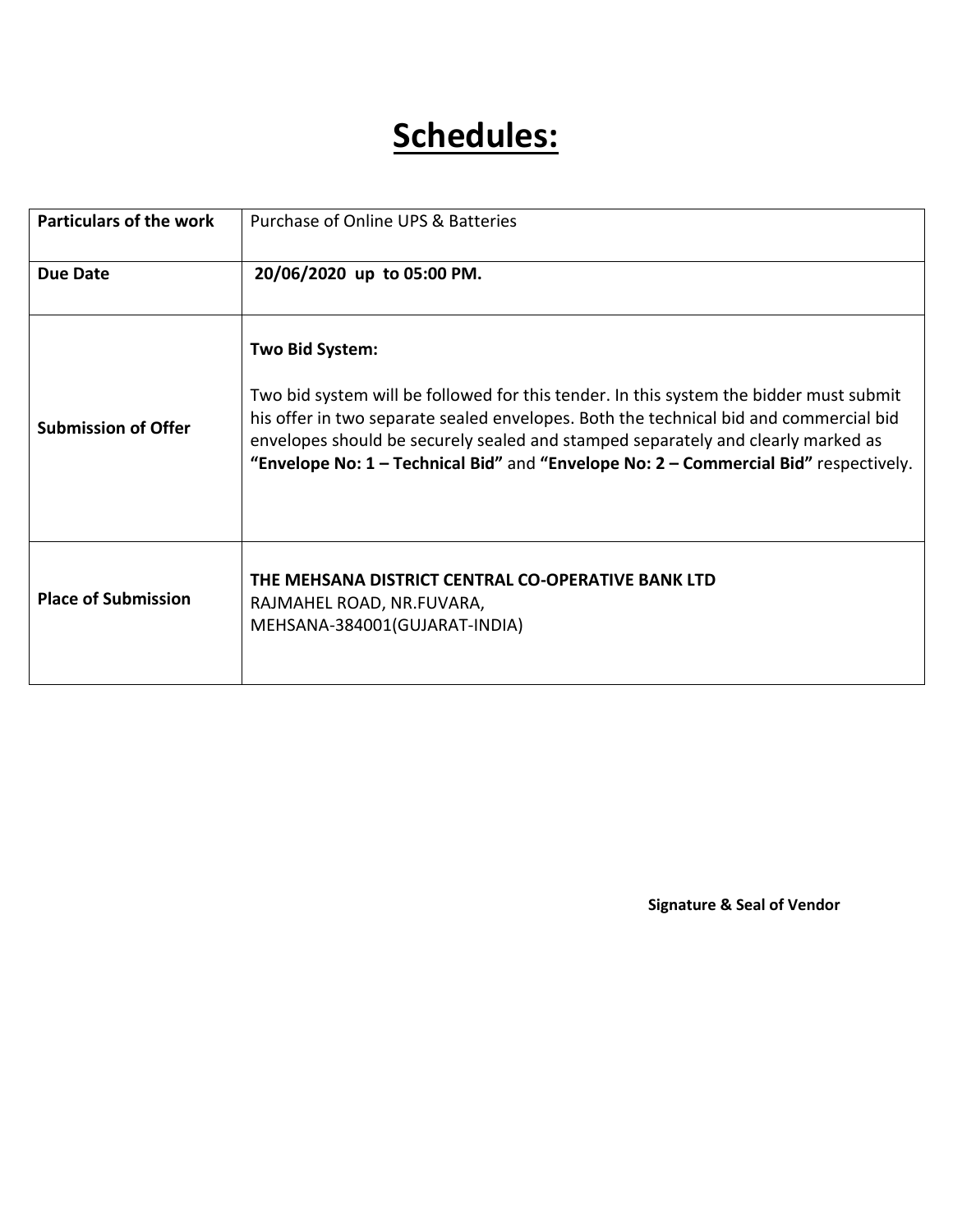# Schedules:

| Particulars of the work | Purchase of Online UPS & Batteries |
|---|---|
| **Due Date** | **20/06/2020 up to 05:00 PM.** |
| **Submission of Offer** | **Two Bid System:**<br><br>Two bid system will be followed for this tender. In this system the bidder must submit his offer in two separate sealed envelopes. Both the technical bid and commercial bid envelopes should be securely sealed and stamped separately and clearly marked as **"Envelope No: 1 – Technical Bid"** and **"Envelope No: 2 – Commercial Bid"** respectively. |
| **Place of Submission** | **THE MEHSANA DISTRICT CENTRAL CO-OPERATIVE BANK LTD**<br>RAJMAHEL ROAD, NR.FUVARA,<br>MEHSANA-384001(GUJARAT-INDIA) |

**Signature & Seal of Vendor**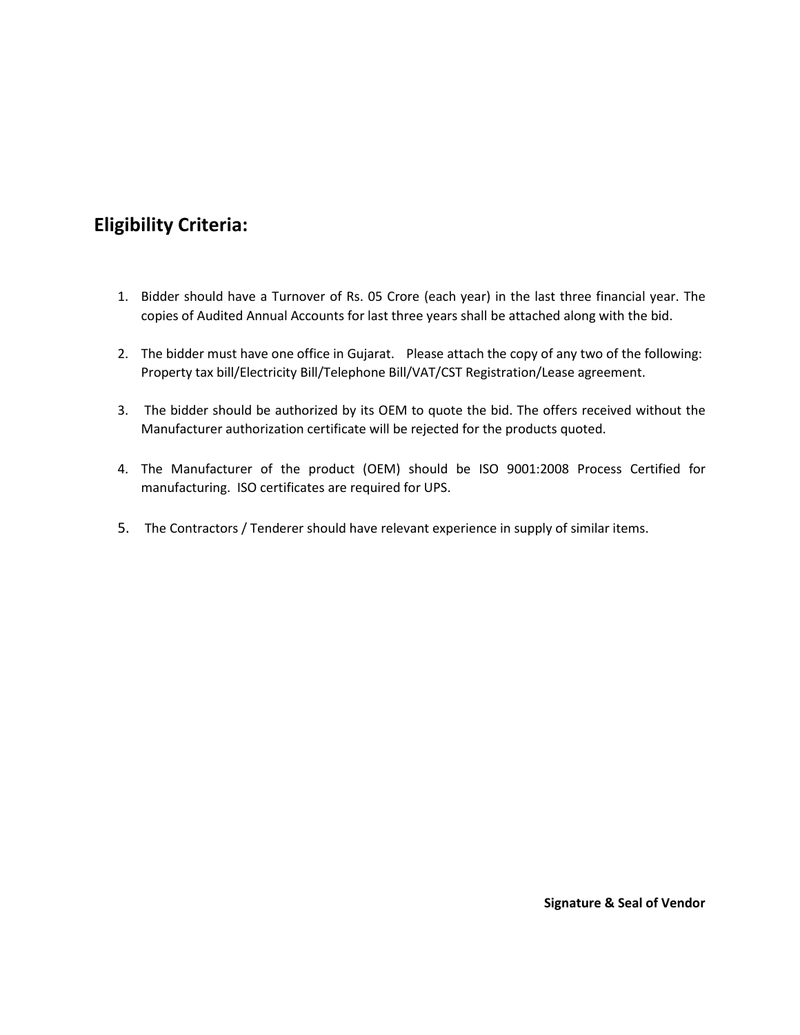## Eligibility Criteria:

1. Bidder should have a Turnover of Rs. 05 Crore (each year) in the last three financial year. The copies of Audited Annual Accounts for last three years shall be attached along with the bid.

2. The bidder must have one office in Gujarat. Please attach the copy of any two of the following: Property tax bill/Electricity Bill/Telephone Bill/VAT/CST Registration/Lease agreement.

3. The bidder should be authorized by its OEM to quote the bid. The offers received without the Manufacturer authorization certificate will be rejected for the products quoted.

4. The Manufacturer of the product (OEM) should be ISO 9001:2008 Process Certified for manufacturing. ISO certificates are required for UPS.

5. The Contractors / Tenderer should have relevant experience in supply of similar items.

**Signature & Seal of Vendor**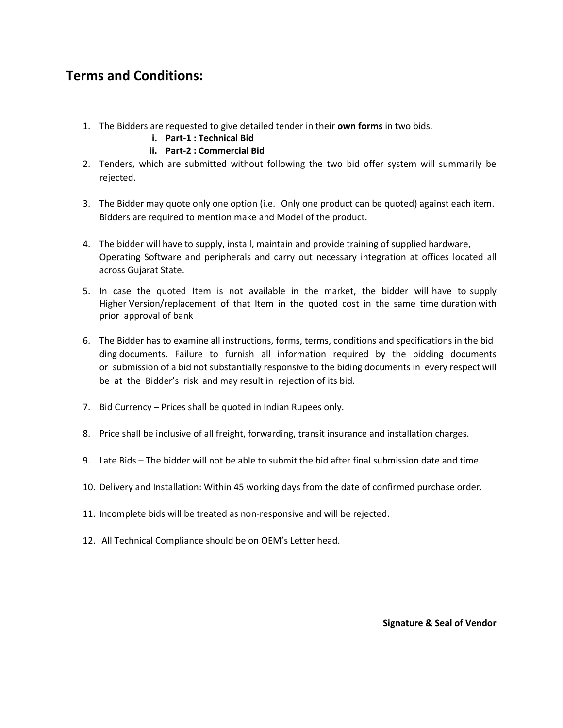## Terms and Conditions:

1. The Bidders are requested to give detailed tender in their **own forms** in two bids.
   i. **Part-1 : Technical Bid**
   ii. **Part-2 : Commercial Bid**
2. Tenders, which are submitted without following the two bid offer system will summarily be rejected.

3. The Bidder may quote only one option (i.e. Only one product can be quoted) against each item. Bidders are required to mention make and Model of the product.

4. The bidder will have to supply, install, maintain and provide training of supplied hardware, Operating Software and peripherals and carry out necessary integration at offices located all across Gujarat State.

5. In case the quoted Item is not available in the market, the bidder will have to supply Higher Version/replacement of that Item in the quoted cost in the same time duration with prior approval of bank

6. The Bidder has to examine all instructions, forms, terms, conditions and specifications in the bid ding documents. Failure to furnish all information required by the bidding documents or submission of a bid not substantially responsive to the biding documents in every respect will be at the Bidder's risk and may result in rejection of its bid.

7. Bid Currency – Prices shall be quoted in Indian Rupees only.

8. Price shall be inclusive of all freight, forwarding, transit insurance and installation charges.

9. Late Bids – The bidder will not be able to submit the bid after final submission date and time.

10. Delivery and Installation: Within 45 working days from the date of confirmed purchase order.

11. Incomplete bids will be treated as non-responsive and will be rejected.

12. All Technical Compliance should be on OEM's Letter head.

**Signature & Seal of Vendor**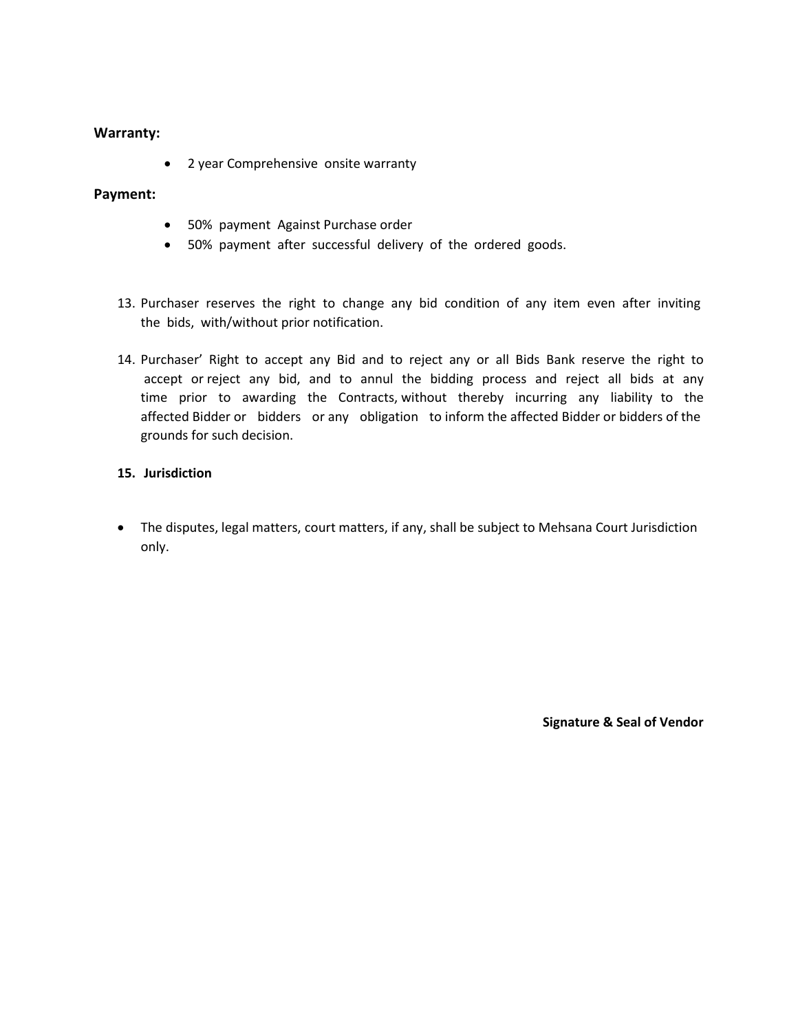**Warranty:**

- 2 year Comprehensive onsite warranty

**Payment:**

- 50% payment Against Purchase order
- 50% payment after successful delivery of the ordered goods.

13. Purchaser reserves the right to change any bid condition of any item even after inviting the bids, with/without prior notification.

14. Purchaser' Right to accept any Bid and to reject any or all Bids Bank reserve the right to accept or reject any bid, and to annul the bidding process and reject all bids at any time prior to awarding the Contracts, without thereby incurring any liability to the affected Bidder or bidders or any obligation to inform the affected Bidder or bidders of the grounds for such decision.

**15. Jurisdiction**

- The disputes, legal matters, court matters, if any, shall be subject to Mehsana Court Jurisdiction only.

**Signature & Seal of Vendor**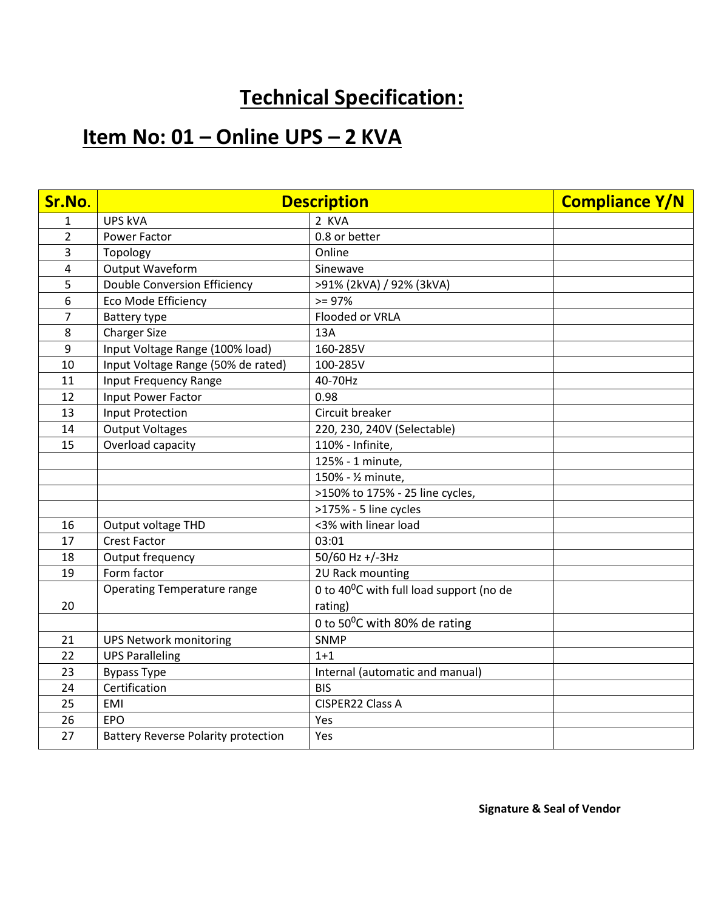# Technical Specification:

## Item No: 01 – Online UPS – 2 KVA

| Sr.No. | Description | | Compliance Y/N |
|---|---|---|---|
| 1 | UPS kVA | 2 KVA | |
| 2 | Power Factor | 0.8 or better | |
| 3 | Topology | Online | |
| 4 | Output Waveform | Sinewave | |
| 5 | Double Conversion Efficiency | >91% (2kVA) / 92% (3kVA) | |
| 6 | Eco Mode Efficiency | >= 97% | |
| 7 | Battery type | Flooded or VRLA | |
| 8 | Charger Size | 13A | |
| 9 | Input Voltage Range (100% load) | 160-285V | |
| 10 | Input Voltage Range (50% de rated) | 100-285V | |
| 11 | Input Frequency Range | 40-70Hz | |
| 12 | Input Power Factor | 0.98 | |
| 13 | Input Protection | Circuit breaker | |
| 14 | Output Voltages | 220, 230, 240V (Selectable) | |
| 15 | Overload capacity | 110% - Infinite, | |
| | | 125% - 1 minute, | |
| | | 150% - ½ minute, | |
| | | >150% to 175% - 25 line cycles, | |
| | | >175% - 5 line cycles | |
| 16 | Output voltage THD | <3% with linear load | |
| 17 | Crest Factor | 03:01 | |
| 18 | Output frequency | 50/60 Hz +/-3Hz | |
| 19 | Form factor | 2U Rack mounting | |
| 20 | Operating Temperature range | 0 to 40$^{0}$C with full load support (no de rating) | |
| | | 0 to 50$^{0}$C with 80% de rating | |
| 21 | UPS Network monitoring | SNMP | |
| 22 | UPS Paralleling | 1+1 | |
| 23 | Bypass Type | Internal (automatic and manual) | |
| 24 | Certification | BIS | |
| 25 | EMI | CISPER22 Class A | |
| 26 | EPO | Yes | |
| 27 | Battery Reverse Polarity protection | Yes | |

**Signature & Seal of Vendor**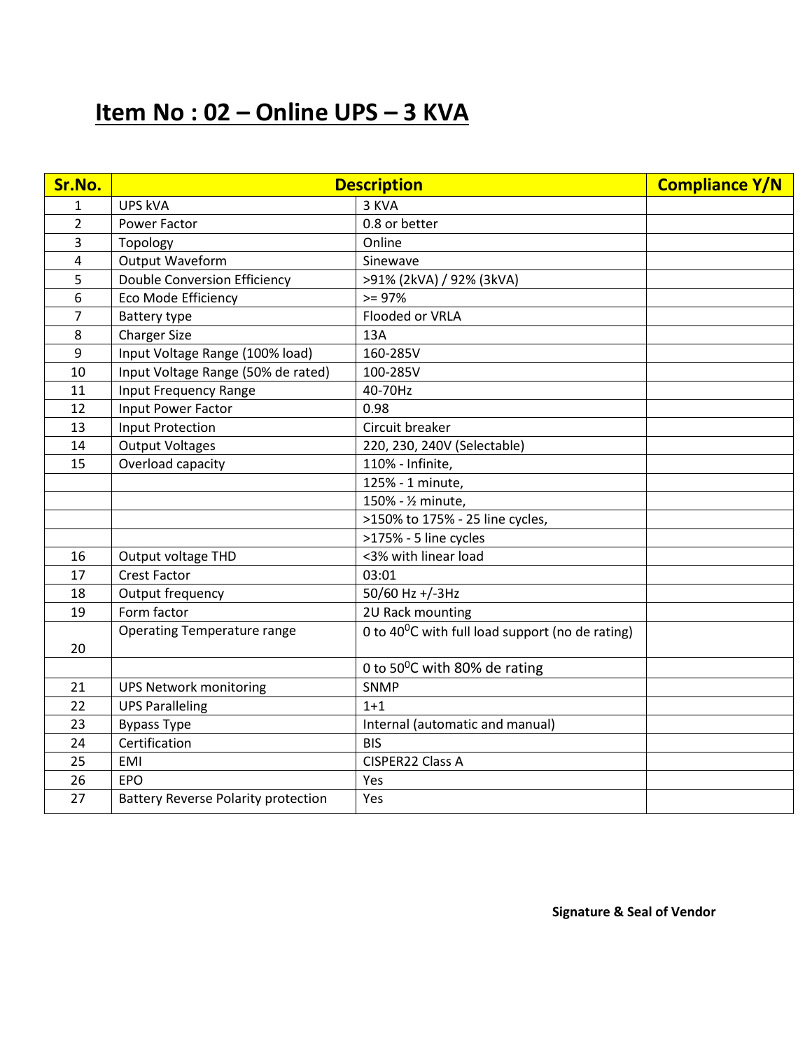# Item No : 02 – Online UPS – 3 KVA

| Sr.No. | Description | | Compliance Y/N |
|---|---|---|---|
| 1 | UPS kVA | 3 KVA | |
| 2 | Power Factor | 0.8 or better | |
| 3 | Topology | Online | |
| 4 | Output Waveform | Sinewave | |
| 5 | Double Conversion Efficiency | >91% (2kVA) / 92% (3kVA) | |
| 6 | Eco Mode Efficiency | >= 97% | |
| 7 | Battery type | Flooded or VRLA | |
| 8 | Charger Size | 13A | |
| 9 | Input Voltage Range (100% load) | 160-285V | |
| 10 | Input Voltage Range (50% de rated) | 100-285V | |
| 11 | Input Frequency Range | 40-70Hz | |
| 12 | Input Power Factor | 0.98 | |
| 13 | Input Protection | Circuit breaker | |
| 14 | Output Voltages | 220, 230, 240V (Selectable) | |
| 15 | Overload capacity | 110% - Infinite, | |
| | | 125% - 1 minute, | |
| | | 150% - ½ minute, | |
| | | >150% to 175% - 25 line cycles, | |
| | | >175% - 5 line cycles | |
| 16 | Output voltage THD | <3% with linear load | |
| 17 | Crest Factor | 03:01 | |
| 18 | Output frequency | 50/60 Hz +/-3Hz | |
| 19 | Form factor | 2U Rack mounting | |
| 20 | Operating Temperature range | 0 to 40$^{0}$C with full load support (no de rating) | |
| | | 0 to 50$^{0}$C with 80% de rating | |
| 21 | UPS Network monitoring | SNMP | |
| 22 | UPS Paralleling | 1+1 | |
| 23 | Bypass Type | Internal (automatic and manual) | |
| 24 | Certification | BIS | |
| 25 | EMI | CISPER22 Class A | |
| 26 | EPO | Yes | |
| 27 | Battery Reverse Polarity protection | Yes | |

**Signature & Seal of Vendor**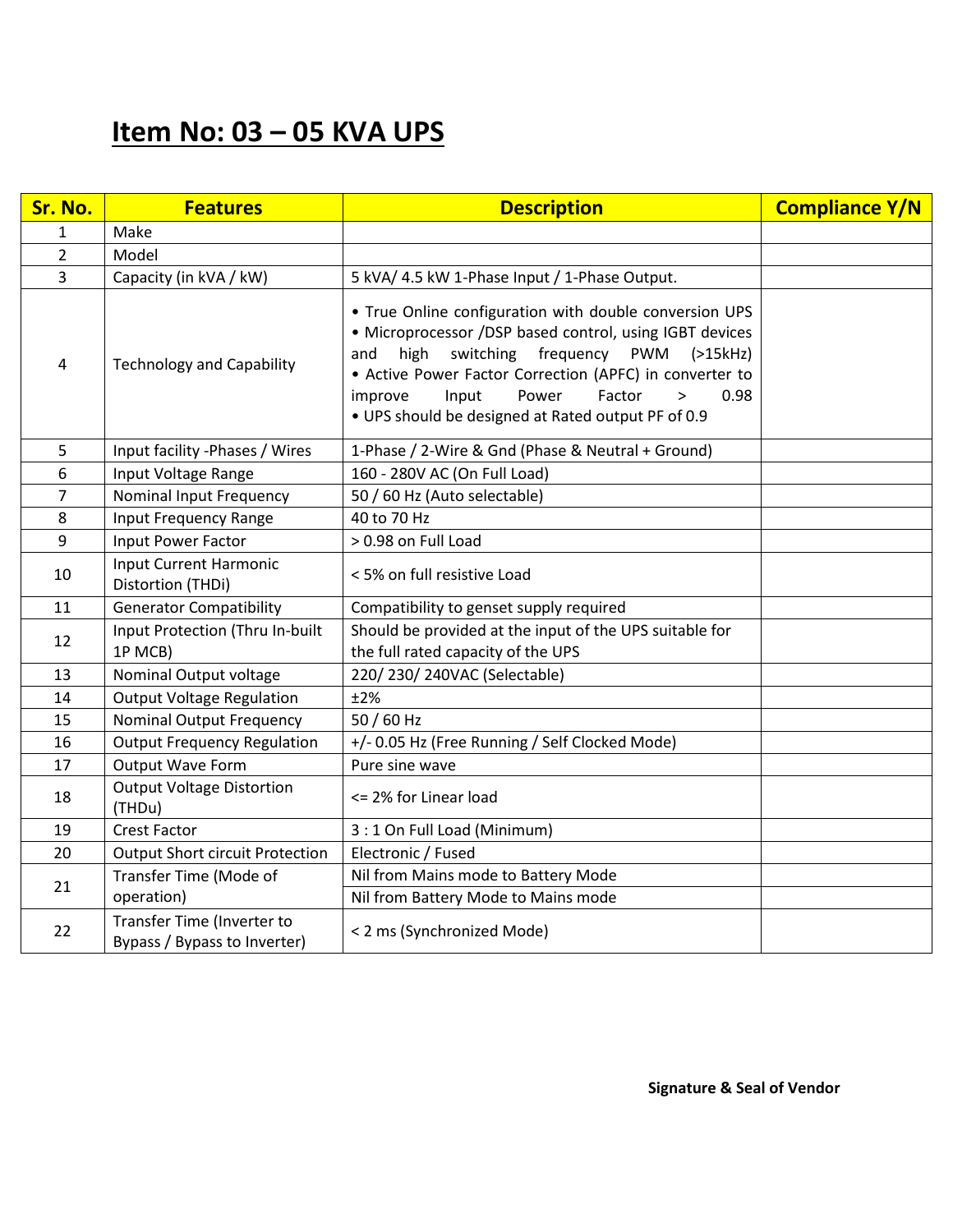# Item No: 03 – 05 KVA UPS

| Sr. No. | Features | Description | Compliance Y/N |
|---|---|---|---|
| 1 | Make | | |
| 2 | Model | | |
| 3 | Capacity (in kVA / kW) | 5 kVA/ 4.5 kW 1-Phase Input / 1-Phase Output. | |
| 4 | Technology and Capability | • True Online configuration with double conversion UPS<br>• Microprocessor /DSP based control, using IGBT devices and high switching frequency PWM (>15kHz)<br>• Active Power Factor Correction (APFC) in converter to improve Input Power Factor > 0.98<br>• UPS should be designed at Rated output PF of 0.9 | |
| 5 | Input facility -Phases / Wires | 1-Phase / 2-Wire & Gnd (Phase & Neutral + Ground) | |
| 6 | Input Voltage Range | 160 - 280V AC (On Full Load) | |
| 7 | Nominal Input Frequency | 50 / 60 Hz (Auto selectable) | |
| 8 | Input Frequency Range | 40 to 70 Hz | |
| 9 | Input Power Factor | > 0.98 on Full Load | |
| 10 | Input Current Harmonic Distortion (THDi) | < 5% on full resistive Load | |
| 11 | Generator Compatibility | Compatibility to genset supply required | |
| 12 | Input Protection (Thru In-built 1P MCB) | Should be provided at the input of the UPS suitable for the full rated capacity of the UPS | |
| 13 | Nominal Output voltage | 220/ 230/ 240VAC (Selectable) | |
| 14 | Output Voltage Regulation | ±2% | |
| 15 | Nominal Output Frequency | 50 / 60 Hz | |
| 16 | Output Frequency Regulation | +/- 0.05 Hz (Free Running / Self Clocked Mode) | |
| 17 | Output Wave Form | Pure sine wave | |
| 18 | Output Voltage Distortion (THDu) | <= 2% for Linear load | |
| 19 | Crest Factor | 3 : 1 On Full Load (Minimum) | |
| 20 | Output Short circuit Protection | Electronic / Fused | |
| 21 | Transfer Time (Mode of operation) | Nil from Mains mode to Battery Mode | |
| | | Nil from Battery Mode to Mains mode | |
| 22 | Transfer Time (Inverter to Bypass / Bypass to Inverter) | < 2 ms (Synchronized Mode) | |

**Signature & Seal of Vendor**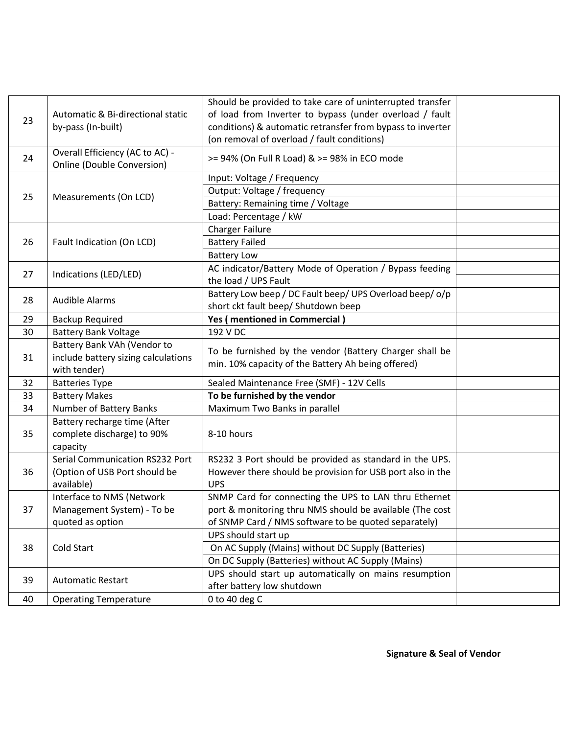| | | | |
|---|---|---|---|
| 23 | Automatic & Bi-directional static by-pass (In-built) | Should be provided to take care of uninterrupted transfer of load from Inverter to bypass (under overload / fault conditions) & automatic retransfer from bypass to inverter (on removal of overload / fault conditions) | |
| 24 | Overall Efficiency (AC to AC) - Online (Double Conversion) | >= 94% (On Full R Load) & >= 98% in ECO mode | |
| 25 | Measurements (On LCD) | Input: Voltage / Frequency | |
| | | Output: Voltage / frequency | |
| | | Battery: Remaining time / Voltage | |
| | | Load: Percentage / kW | |
| 26 | Fault Indication (On LCD) | Charger Failure | |
| | | Battery Failed | |
| | | Battery Low | |
| 27 | Indications (LED/LED) | AC indicator/Battery Mode of Operation / Bypass feeding the load / UPS Fault | |
| 28 | Audible Alarms | Battery Low beep / DC Fault beep/ UPS Overload beep/ o/p short ckt fault beep/ Shutdown beep | |
| 29 | Backup Required | **Yes ( mentioned in Commercial )** | |
| 30 | Battery Bank Voltage | 192 V DC | |
| 31 | Battery Bank VAh (Vendor to include battery sizing calculations with tender) | To be furnished by the vendor (Battery Charger shall be min. 10% capacity of the Battery Ah being offered) | |
| 32 | Batteries Type | Sealed Maintenance Free (SMF) - 12V Cells | |
| 33 | Battery Makes | **To be furnished by the vendor** | |
| 34 | Number of Battery Banks | Maximum Two Banks in parallel | |
| 35 | Battery recharge time (After complete discharge) to 90% capacity | 8-10 hours | |
| 36 | Serial Communication RS232 Port (Option of USB Port should be available) | RS232 3 Port should be provided as standard in the UPS. However there should be provision for USB port also in the UPS | |
| 37 | Interface to NMS (Network Management System) - To be quoted as option | SNMP Card for connecting the UPS to LAN thru Ethernet port & monitoring thru NMS should be available (The cost of SNMP Card / NMS software to be quoted separately) | |
| 38 | Cold Start | UPS should start up | |
| | | On AC Supply (Mains) without DC Supply (Batteries) | |
| | | On DC Supply (Batteries) without AC Supply (Mains) | |
| 39 | Automatic Restart | UPS should start up automatically on mains resumption after battery low shutdown | |
| 40 | Operating Temperature | 0 to 40 deg C | |

**Signature & Seal of Vendor**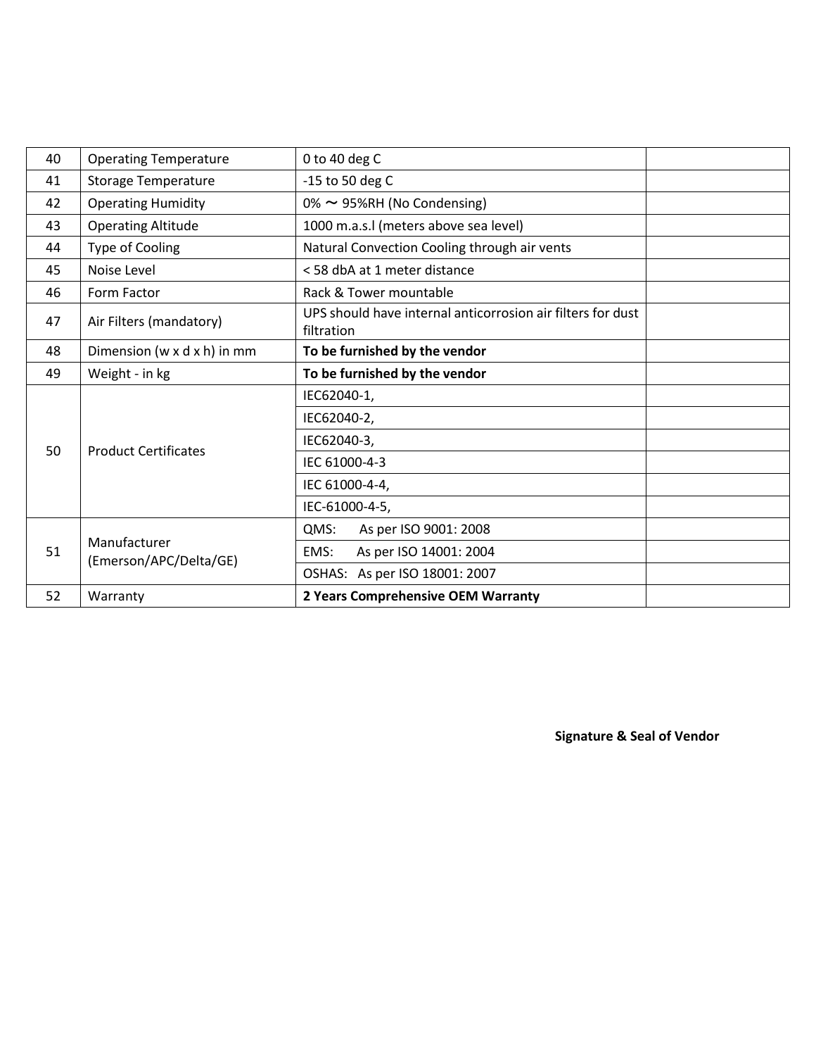| 40 | Operating Temperature | 0 to 40 deg C | |
|---|---|---|---|
| 41 | Storage Temperature | -15 to 50 deg C | |
| 42 | Operating Humidity | 0% ~ 95%RH (No Condensing) | |
| 43 | Operating Altitude | 1000 m.a.s.l (meters above sea level) | |
| 44 | Type of Cooling | Natural Convection Cooling through air vents | |
| 45 | Noise Level | < 58 dbA at 1 meter distance | |
| 46 | Form Factor | Rack & Tower mountable | |
| 47 | Air Filters (mandatory) | UPS should have internal anticorrosion air filters for dust filtration | |
| 48 | Dimension (w x d x h) in mm | **To be furnished by the vendor** | |
| 49 | Weight - in kg | **To be furnished by the vendor** | |
| 50 | Product Certificates | IEC62040-1, | |
| | | IEC62040-2, | |
| | | IEC62040-3, | |
| | | IEC 61000-4-3 | |
| | | IEC 61000-4-4, | |
| | | IEC-61000-4-5, | |
| 51 | Manufacturer (Emerson/APC/Delta/GE) | QMS: As per ISO 9001: 2008 | |
| | | EMS: As per ISO 14001: 2004 | |
| | | OSHAS: As per ISO 18001: 2007 | |
| 52 | Warranty | **2 Years Comprehensive OEM Warranty** | |

**Signature & Seal of Vendor**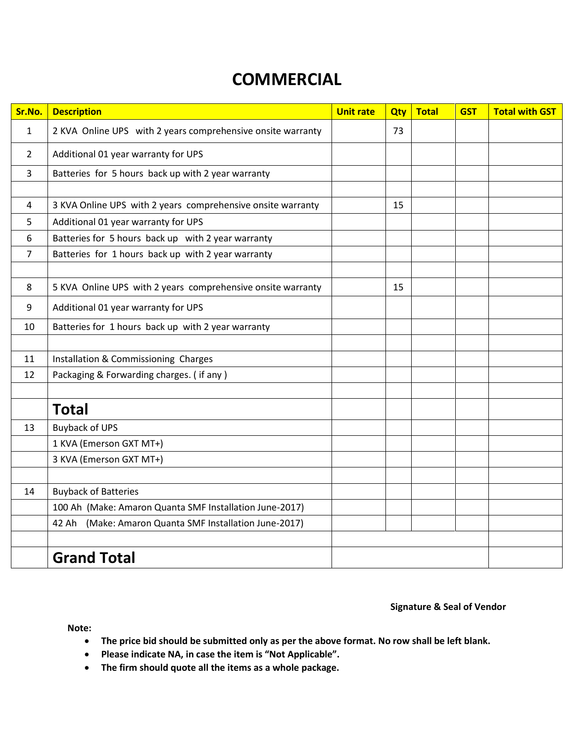# COMMERCIAL

| Sr.No. | Description | Unit rate | Qty | Total | GST | Total with GST |
|---|---|---|---|---|---|---|
| 1 | 2 KVA Online UPS with 2 years comprehensive onsite warranty | | 73 | | | |
| 2 | Additional 01 year warranty for UPS | | | | | |
| 3 | Batteries for 5 hours back up with 2 year warranty | | | | | |
| | | | | | | |
| 4 | 3 KVA Online UPS with 2 years comprehensive onsite warranty | | 15 | | | |
| 5 | Additional 01 year warranty for UPS | | | | | |
| 6 | Batteries for 5 hours back up with 2 year warranty | | | | | |
| 7 | Batteries for 1 hours back up with 2 year warranty | | | | | |
| | | | | | | |
| 8 | 5 KVA Online UPS with 2 years comprehensive onsite warranty | | 15 | | | |
| 9 | Additional 01 year warranty for UPS | | | | | |
| 10 | Batteries for 1 hours back up with 2 year warranty | | | | | |
| | | | | | | |
| 11 | Installation & Commissioning Charges | | | | | |
| 12 | Packaging & Forwarding charges. ( if any ) | | | | | |
| | | | | | | |
| | **Total** | | | | | |
| 13 | Buyback of UPS | | | | | |
| | 1 KVA (Emerson GXT MT+) | | | | | |
| | 3 KVA (Emerson GXT MT+) | | | | | |
| | | | | | | |
| 14 | Buyback of Batteries | | | | | |
| | 100 Ah (Make: Amaron Quanta SMF Installation June-2017) | | | | | |
| | 42 Ah (Make: Amaron Quanta SMF Installation June-2017) | | | | | |
| | | | | | | |
| | **Grand Total** | | | | | |

**Signature & Seal of Vendor**

**Note:**

- **The price bid should be submitted only as per the above format. No row shall be left blank.**
- **Please indicate NA, in case the item is "Not Applicable".**
- **The firm should quote all the items as a whole package.**